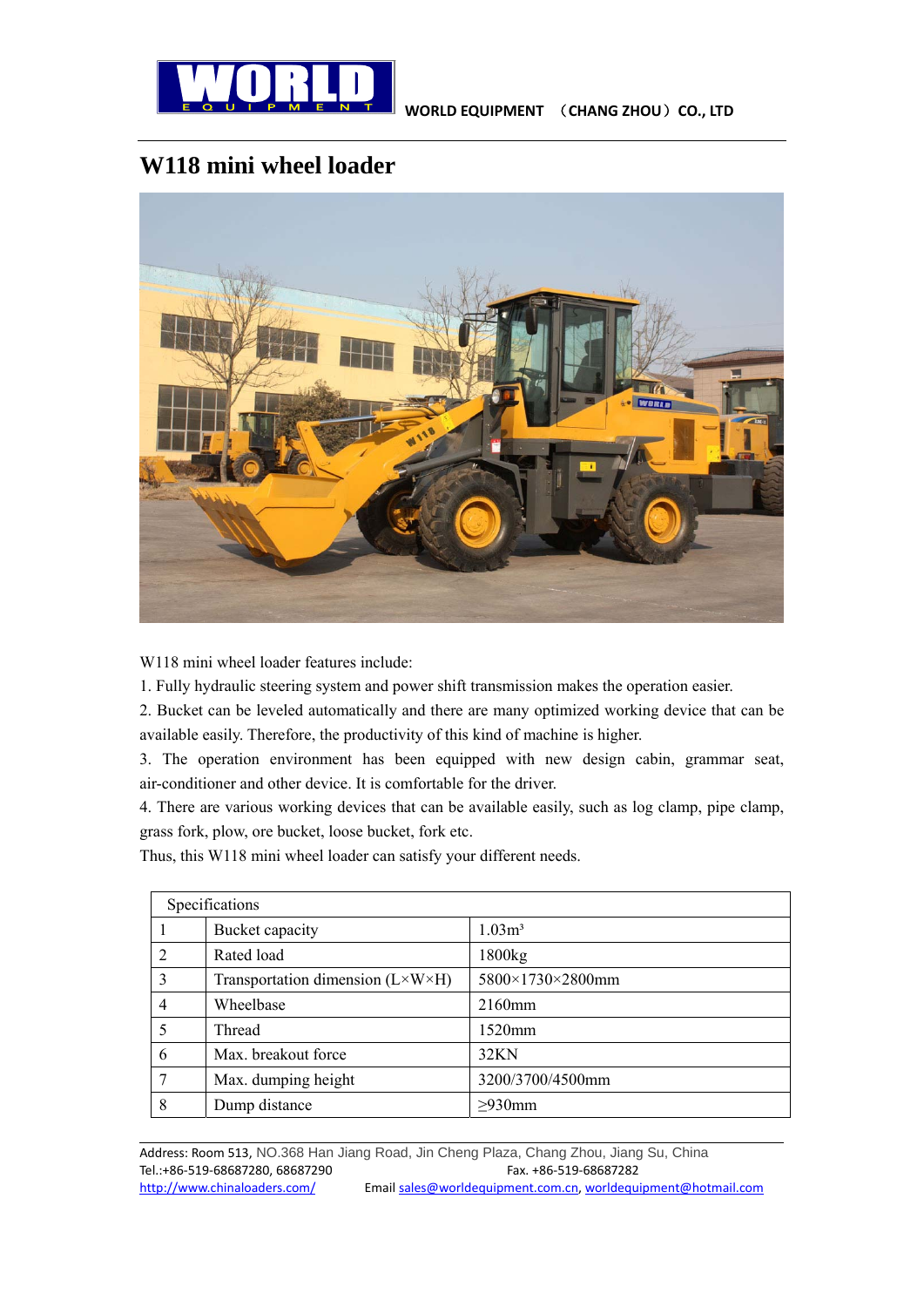WORLD EQUIPMENT （CHANG ZHOU）CO., LTD

# W118 mini wheel loader

W118 mini wheel loader features include:

1. Fully hydraulic steering system and power shift transmission makes the operation easier.
2. Bucket can be leveled automatically and there are many optimized working device that can be available easily. Therefore, the productivity of this kind of machine is higher.
3. The operation environment has been equipped with new design cabin, grammar seat, air-conditioner and other device. It is comfortable for the driver.
4. There are various working devices that can be available easily, such as log clamp, pipe clamp, grass fork, plow, ore bucket, loose bucket, fork etc.

Thus, this W118 mini wheel loader can satisfy your different needs.

| Specifications | | |
|---|---|---|
| 1 | Bucket capacity | 1.03m³ |
| 2 | Rated load | 1800kg |
| 3 | Transportation dimension (L×W×H) | 5800×1730×2800mm |
| 4 | Wheelbase | 2160mm |
| 5 | Thread | 1520mm |
| 6 | Max. breakout force | 32KN |
| 7 | Max. dumping height | 3200/3700/4500mm |
| 8 | Dump distance | ≥930mm |

Address: Room 513, NO.368 Han Jiang Road, Jin Cheng Plaza, Chang Zhou, Jiang Su, China
Tel.:+86-519-68687280, 68687290 Fax. +86-519-68687282
http://www.chinaloaders.com/ Email sales@worldequipment.com.cn, worldequipment@hotmail.com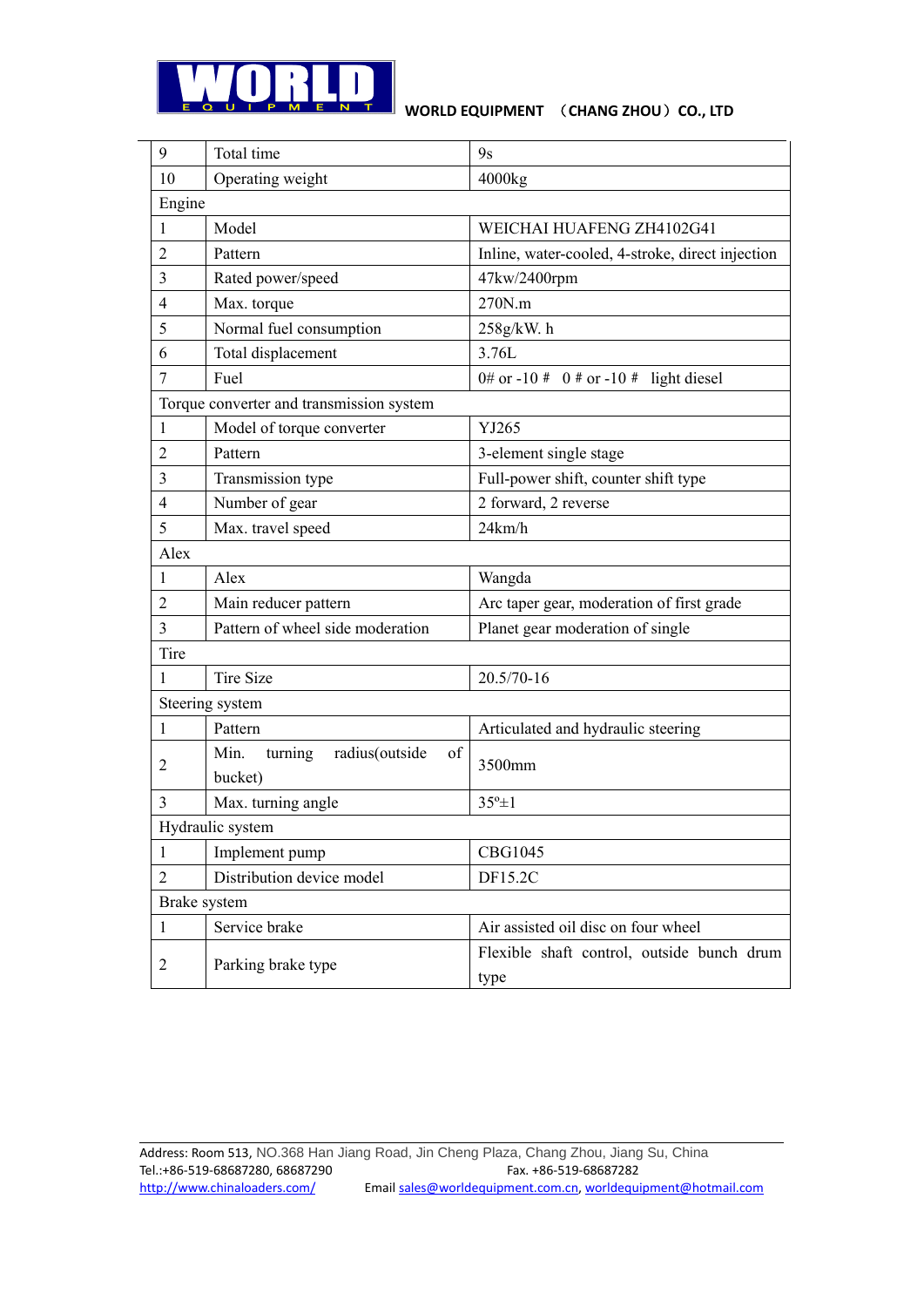| | | |
|---|---|---|
| 9 | Total time | 9s |
| 10 | Operating weight | 4000kg |
| Engine | | |
| 1 | Model | WEICHAI HUAFENG ZH4102G41 |
| 2 | Pattern | Inline, water-cooled, 4-stroke, direct injection |
| 3 | Rated power/speed | 47kw/2400rpm |
| 4 | Max. torque | 270N.m |
| 5 | Normal fuel consumption | 258g/kW. h |
| 6 | Total displacement | 3.76L |
| 7 | Fuel | 0# or -10 #  0 # or -10 #  light diesel |
| Torque converter and transmission system | | |
| 1 | Model of torque converter | YJ265 |
| 2 | Pattern | 3-element single stage |
| 3 | Transmission type | Full-power shift, counter shift type |
| 4 | Number of gear | 2 forward, 2 reverse |
| 5 | Max. travel speed | 24km/h |
| Alex | | |
| 1 | Alex | Wangda |
| 2 | Main reducer pattern | Arc taper gear, moderation of first grade |
| 3 | Pattern of wheel side moderation | Planet gear moderation of single |
| Tire | | |
| 1 | Tire Size | 20.5/70-16 |
| Steering system | | |
| 1 | Pattern | Articulated and hydraulic steering |
| 2 | Min. turning radius(outside of bucket) | 3500mm |
| 3 | Max. turning angle | 35º±1 |
| Hydraulic system | | |
| 1 | Implement pump | CBG1045 |
| 2 | Distribution device model | DF15.2C |
| Brake system | | |
| 1 | Service brake | Air assisted oil disc on four wheel |
| 2 | Parking brake type | Flexible shaft control, outside bunch drum type |